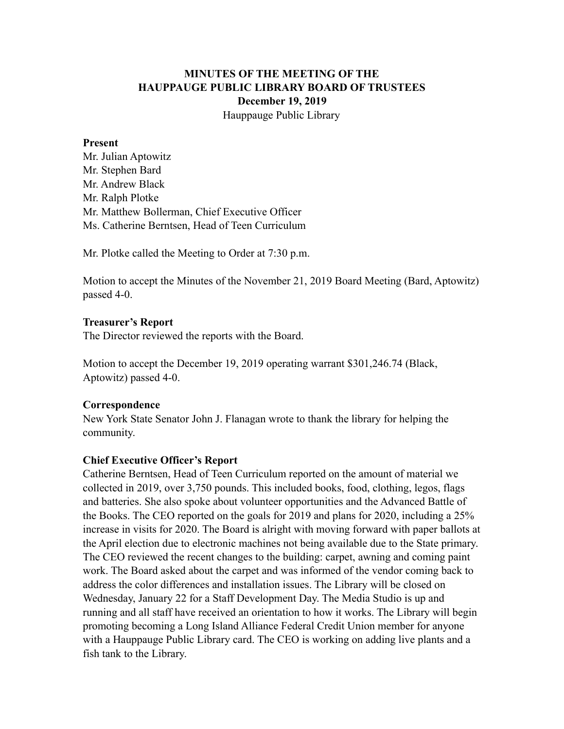# MINUTES OF THE MEETING OF THE HAUPPAUGE PUBLIC LIBRARY BOARD OF TRUSTEES

**December 19, 2019**

Hauppauge Public Library

**Present**

Mr. Julian Aptowitz  
Mr. Stephen Bard  
Mr. Andrew Black  
Mr. Ralph Plotke  
Mr. Matthew Bollerman, Chief Executive Officer  
Ms. Catherine Berntsen, Head of Teen Curriculum

Mr. Plotke called the Meeting to Order at 7:30 p.m.

Motion to accept the Minutes of the November 21, 2019 Board Meeting (Bard, Aptowitz) passed 4-0.

**Treasurer's Report**

The Director reviewed the reports with the Board.

Motion to accept the December 19, 2019 operating warrant $301,246.74 (Black, Aptowitz) passed 4-0.

**Correspondence**

New York State Senator John J. Flanagan wrote to thank the library for helping the community.

**Chief Executive Officer's Report**

Catherine Berntsen, Head of Teen Curriculum reported on the amount of material we collected in 2019, over 3,750 pounds. This included books, food, clothing, legos, flags and batteries. She also spoke about volunteer opportunities and the Advanced Battle of the Books. The CEO reported on the goals for 2019 and plans for 2020, including a 25% increase in visits for 2020. The Board is alright with moving forward with paper ballots at the April election due to electronic machines not being available due to the State primary. The CEO reviewed the recent changes to the building: carpet, awning and coming paint work. The Board asked about the carpet and was informed of the vendor coming back to address the color differences and installation issues. The Library will be closed on Wednesday, January 22 for a Staff Development Day. The Media Studio is up and running and all staff have received an orientation to how it works. The Library will begin promoting becoming a Long Island Alliance Federal Credit Union member for anyone with a Hauppauge Public Library card. The CEO is working on adding live plants and a fish tank to the Library.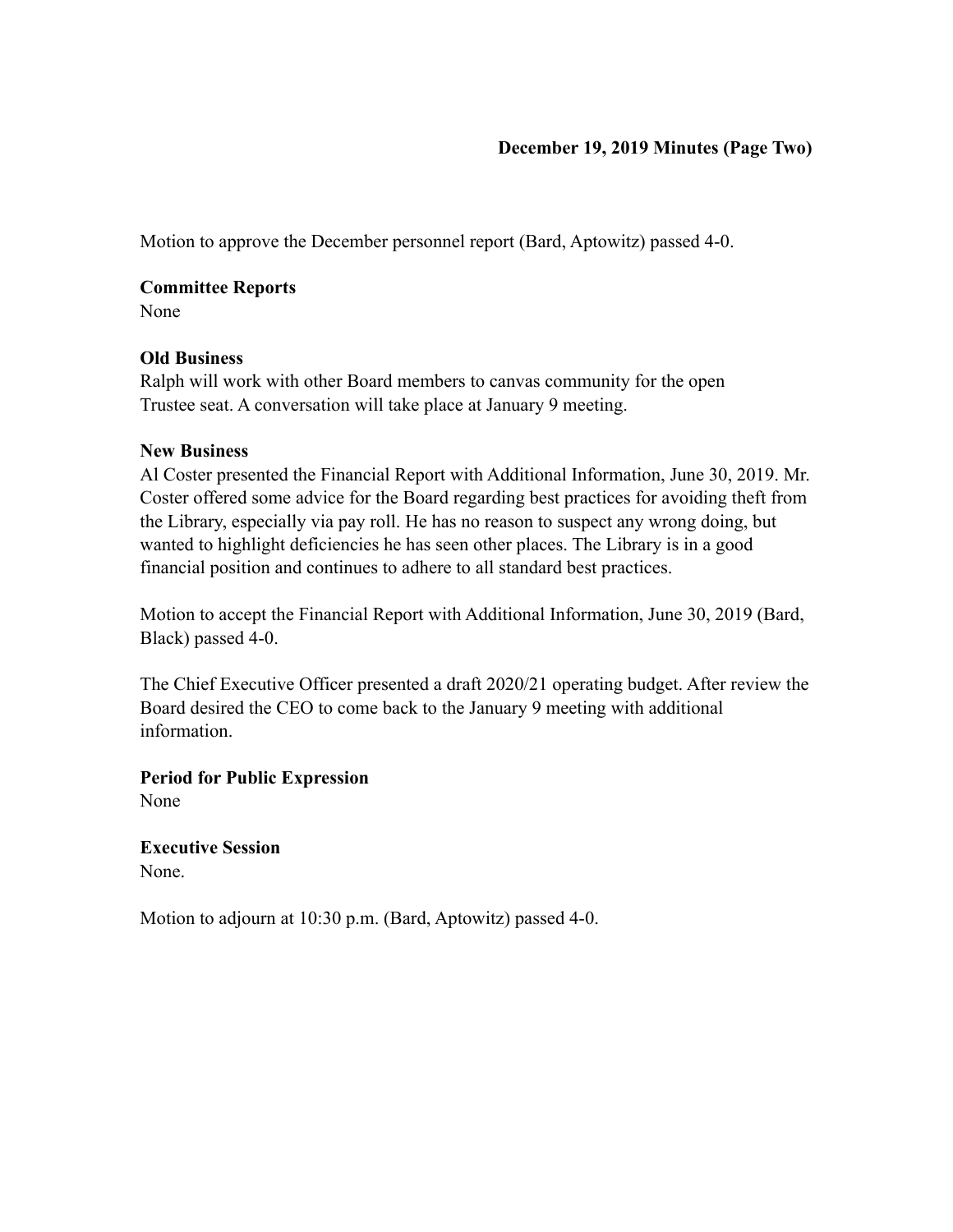**December 19, 2019 Minutes (Page Two)**

Motion to approve the December personnel report (Bard, Aptowitz) passed 4-0.

**Committee Reports**

None

**Old Business**

Ralph will work with other Board members to canvas community for the open Trustee seat. A conversation will take place at January 9 meeting.

**New Business**

Al Coster presented the Financial Report with Additional Information, June 30, 2019. Mr. Coster offered some advice for the Board regarding best practices for avoiding theft from the Library, especially via pay roll. He has no reason to suspect any wrong doing, but wanted to highlight deficiencies he has seen other places. The Library is in a good financial position and continues to adhere to all standard best practices.

Motion to accept the Financial Report with Additional Information, June 30, 2019 (Bard, Black) passed 4-0.

The Chief Executive Officer presented a draft 2020/21 operating budget. After review the Board desired the CEO to come back to the January 9 meeting with additional information.

**Period for Public Expression**

None

**Executive Session**

None.

Motion to adjourn at 10:30 p.m. (Bard, Aptowitz) passed 4-0.